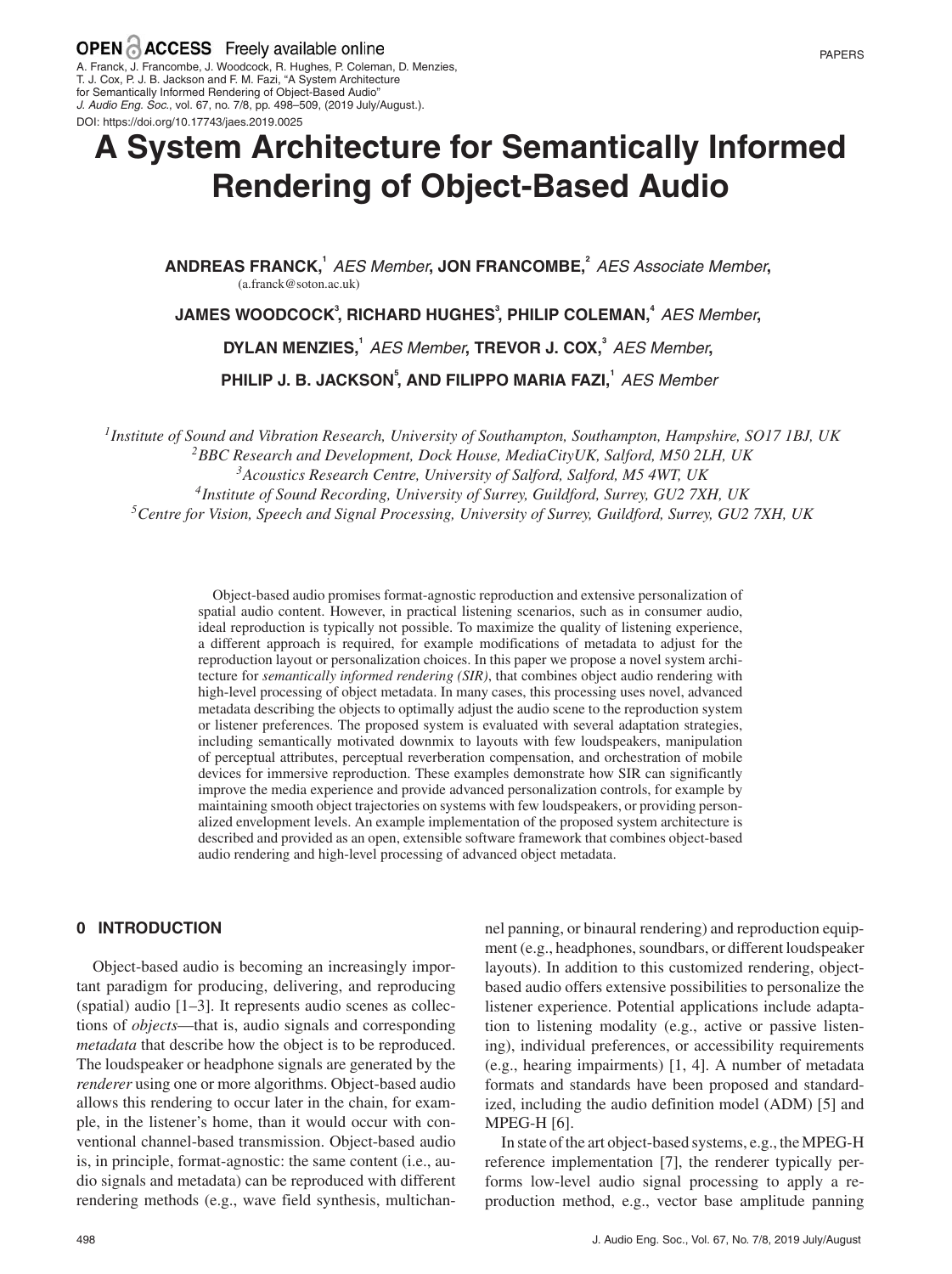OPEN ACCESS Freely available online

A. Franck, J. Francombe, J. Woodcock, R. Hughes, P. Coleman, D. Menzies, T. J. Cox, P. J. B. Jackson and F. M. Fazi, "A System Architecture for Semantically Informed Rendering of Object-Based Audio" *J. Audio Eng. Soc.*, vol. 67, no. 7/8, pp. 498–509, (2019 July/August.).
DOI: https://doi.org/10.17743/jaes.2019.0025

PAPERS

# A System Architecture for Semantically Informed Rendering of Object-Based Audio

**ANDREAS FRANCK,**[1] *AES Member*, **JON FRANCOMBE,**[2] *AES Associate Member*,
(a.franck@soton.ac.uk)

**JAMES WOODCOCK**[3], **RICHARD HUGHES**[3], **PHILIP COLEMAN,**[4] *AES Member*,

**DYLAN MENZIES,**[1] *AES Member*, **TREVOR J. COX,**[3] *AES Member*,

**PHILIP J. B. JACKSON**[5], **AND FILIPPO MARIA FAZI,**[1] *AES Member*

[1] *Institute of Sound and Vibration Research, University of Southampton, Southampton, Hampshire, SO17 1BJ, UK*
[2] *BBC Research and Development, Dock House, MediaCityUK, Salford, M50 2LH, UK*
[3] *Acoustics Research Centre, University of Salford, Salford, M5 4WT, UK*
[4] *Institute of Sound Recording, University of Surrey, Guildford, Surrey, GU2 7XH, UK*
[5] *Centre for Vision, Speech and Signal Processing, University of Surrey, Guildford, Surrey, GU2 7XH, UK*

Object-based audio promises format-agnostic reproduction and extensive personalization of spatial audio content. However, in practical listening scenarios, such as in consumer audio, ideal reproduction is typically not possible. To maximize the quality of listening experience, a different approach is required, for example modifications of metadata to adjust for the reproduction layout or personalization choices. In this paper we propose a novel system architecture for *semantically informed rendering (SIR)*, that combines object audio rendering with high-level processing of object metadata. In many cases, this processing uses novel, advanced metadata describing the objects to optimally adjust the audio scene to the reproduction system or listener preferences. The proposed system is evaluated with several adaptation strategies, including semantically motivated downmix to layouts with few loudspeakers, manipulation of perceptual attributes, perceptual reverberation compensation, and orchestration of mobile devices for immersive reproduction. These examples demonstrate how SIR can significantly improve the media experience and provide advanced personalization controls, for example by maintaining smooth object trajectories on systems with few loudspeakers, or providing personalized envelopment levels. An example implementation of the proposed system architecture is described and provided as an open, extensible software framework that combines object-based audio rendering and high-level processing of advanced object metadata.

## 0 INTRODUCTION

Object-based audio is becoming an increasingly important paradigm for producing, delivering, and reproducing (spatial) audio [1–3]. It represents audio scenes as collections of *objects*—that is, audio signals and corresponding *metadata* that describe how the object is to be reproduced. The loudspeaker or headphone signals are generated by the *renderer* using one or more algorithms. Object-based audio allows this rendering to occur later in the chain, for example, in the listener's home, than it would occur with conventional channel-based transmission. Object-based audio is, in principle, format-agnostic: the same content (i.e., audio signals and metadata) can be reproduced with different rendering methods (e.g., wave field synthesis, multichannel panning, or binaural rendering) and reproduction equipment (e.g., headphones, soundbars, or different loudspeaker layouts). In addition to this customized rendering, object-based audio offers extensive possibilities to personalize the listener experience. Potential applications include adaptation to listening modality (e.g., active or passive listening), individual preferences, or accessibility requirements (e.g., hearing impairments) [1, 4]. A number of metadata formats and standards have been proposed and standardized, including the audio definition model (ADM) [5] and MPEG-H [6].

In state of the art object-based systems, e.g., the MPEG-H reference implementation [7], the renderer typically performs low-level audio signal processing to apply a reproduction method, e.g., vector base amplitude panning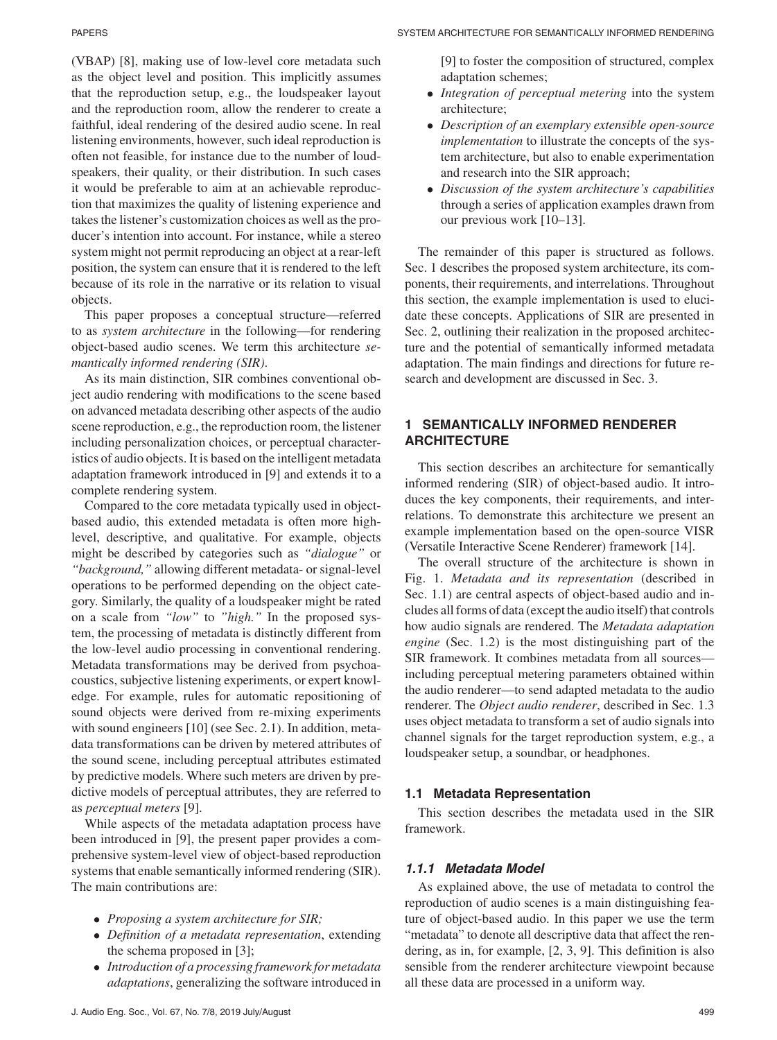(VBAP) [8], making use of low-level core metadata such as the object level and position. This implicitly assumes that the reproduction setup, e.g., the loudspeaker layout and the reproduction room, allow the renderer to create a faithful, ideal rendering of the desired audio scene. In real listening environments, however, such ideal reproduction is often not feasible, for instance due to the number of loudspeakers, their quality, or their distribution. In such cases it would be preferable to aim at an achievable reproduction that maximizes the quality of listening experience and takes the listener's customization choices as well as the producer's intention into account. For instance, while a stereo system might not permit reproducing an object at a rear-left position, the system can ensure that it is rendered to the left because of its role in the narrative or its relation to visual objects.

This paper proposes a conceptual structure—referred to as *system architecture* in the following—for rendering object-based audio scenes. We term this architecture *semantically informed rendering (SIR)*.

As its main distinction, SIR combines conventional object audio rendering with modifications to the scene based on advanced metadata describing other aspects of the audio scene reproduction, e.g., the reproduction room, the listener including personalization choices, or perceptual characteristics of audio objects. It is based on the intelligent metadata adaptation framework introduced in [9] and extends it to a complete rendering system.

Compared to the core metadata typically used in object-based audio, this extended metadata is often more high-level, descriptive, and qualitative. For example, objects might be described by categories such as *"dialogue"* or *"background,"* allowing different metadata- or signal-level operations to be performed depending on the object category. Similarly, the quality of a loudspeaker might be rated on a scale from *"low"* to *"high."* In the proposed system, the processing of metadata is distinctly different from the low-level audio processing in conventional rendering. Metadata transformations may be derived from psychoacoustics, subjective listening experiments, or expert knowledge. For example, rules for automatic repositioning of sound objects were derived from re-mixing experiments with sound engineers [10] (see Sec. 2.1). In addition, metadata transformations can be driven by metered attributes of the sound scene, including perceptual attributes estimated by predictive models. Where such meters are driven by predictive models of perceptual attributes, they are referred to as *perceptual meters* [9].

While aspects of the metadata adaptation process have been introduced in [9], the present paper provides a comprehensive system-level view of object-based reproduction systems that enable semantically informed rendering (SIR). The main contributions are:

- *Proposing a system architecture for SIR;*
- *Definition of a metadata representation*, extending the schema proposed in [3];
- *Introduction of a processing framework for metadata adaptations*, generalizing the software introduced in [9] to foster the composition of structured, complex adaptation schemes;
- *Integration of perceptual metering* into the system architecture;
- *Description of an exemplary extensible open-source implementation* to illustrate the concepts of the system architecture, but also to enable experimentation and research into the SIR approach;
- *Discussion of the system architecture's capabilities* through a series of application examples drawn from our previous work [10–13].

The remainder of this paper is structured as follows. Sec. 1 describes the proposed system architecture, its components, their requirements, and interrelations. Throughout this section, the example implementation is used to elucidate these concepts. Applications of SIR are presented in Sec. 2, outlining their realization in the proposed architecture and the potential of semantically informed metadata adaptation. The main findings and directions for future research and development are discussed in Sec. 3.

## 1 SEMANTICALLY INFORMED RENDERER ARCHITECTURE

This section describes an architecture for semantically informed rendering (SIR) of object-based audio. It introduces the key components, their requirements, and interrelations. To demonstrate this architecture we present an example implementation based on the open-source VISR (Versatile Interactive Scene Renderer) framework [14].

The overall structure of the architecture is shown in Fig. 1. *Metadata and its representation* (described in Sec. 1.1) are central aspects of object-based audio and includes all forms of data (except the audio itself) that controls how audio signals are rendered. The *Metadata adaptation engine* (Sec. 1.2) is the most distinguishing part of the SIR framework. It combines metadata from all sources—including perceptual metering parameters obtained within the audio renderer—to send adapted metadata to the audio renderer. The *Object audio renderer*, described in Sec. 1.3 uses object metadata to transform a set of audio signals into channel signals for the target reproduction system, e.g., a loudspeaker setup, a soundbar, or headphones.

### 1.1 Metadata Representation

This section describes the metadata used in the SIR framework.

#### 1.1.1 Metadata Model

As explained above, the use of metadata to control the reproduction of audio scenes is a main distinguishing feature of object-based audio. In this paper we use the term "metadata" to denote all descriptive data that affect the rendering, as in, for example, [2, 3, 9]. This definition is also sensible from the renderer architecture viewpoint because all these data are processed in a uniform way.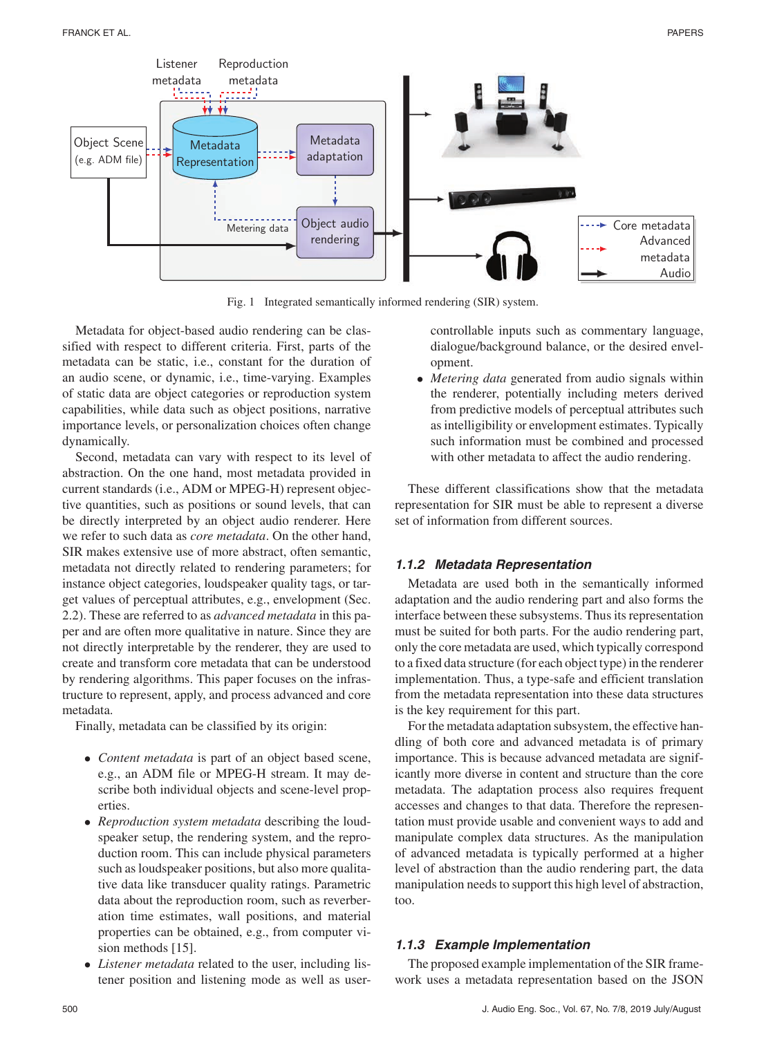Fig. 1 Integrated semantically informed rendering (SIR) system.

Metadata for object-based audio rendering can be classified with respect to different criteria. First, parts of the metadata can be static, i.e., constant for the duration of an audio scene, or dynamic, i.e., time-varying. Examples of static data are object categories or reproduction system capabilities, while data such as object positions, narrative importance levels, or personalization choices often change dynamically.

Second, metadata can vary with respect to its level of abstraction. On the one hand, most metadata provided in current standards (i.e., ADM or MPEG-H) represent objective quantities, such as positions or sound levels, that can be directly interpreted by an object audio renderer. Here we refer to such data as *core metadata*. On the other hand, SIR makes extensive use of more abstract, often semantic, metadata not directly related to rendering parameters; for instance object categories, loudspeaker quality tags, or target values of perceptual attributes, e.g., envelopment (Sec. 2.2). These are referred to as *advanced metadata* in this paper and are often more qualitative in nature. Since they are not directly interpretable by the renderer, they are used to create and transform core metadata that can be understood by rendering algorithms. This paper focuses on the infrastructure to represent, apply, and process advanced and core metadata.

Finally, metadata can be classified by its origin:

- *Content metadata* is part of an object based scene, e.g., an ADM file or MPEG-H stream. It may describe both individual objects and scene-level properties.
- *Reproduction system metadata* describing the loudspeaker setup, the rendering system, and the reproduction room. This can include physical parameters such as loudspeaker positions, but also more qualitative data like transducer quality ratings. Parametric data about the reproduction room, such as reverberation time estimates, wall positions, and material properties can be obtained, e.g., from computer vision methods [15].
- *Listener metadata* related to the user, including listener position and listening mode as well as user-controllable inputs such as commentary language, dialogue/background balance, or the desired envelopment.
- *Metering data* generated from audio signals within the renderer, potentially including meters derived from predictive models of perceptual attributes such as intelligibility or envelopment estimates. Typically such information must be combined and processed with other metadata to affect the audio rendering.

These different classifications show that the metadata representation for SIR must be able to represent a diverse set of information from different sources.

### 1.1.2 Metadata Representation

Metadata are used both in the semantically informed adaptation and the audio rendering part and also forms the interface between these subsystems. Thus its representation must be suited for both parts. For the audio rendering part, only the core metadata are used, which typically correspond to a fixed data structure (for each object type) in the renderer implementation. Thus, a type-safe and efficient translation from the metadata representation into these data structures is the key requirement for this part.

For the metadata adaptation subsystem, the effective handling of both core and advanced metadata is of primary importance. This is because advanced metadata are significantly more diverse in content and structure than the core metadata. The adaptation process also requires frequent accesses and changes to that data. Therefore the representation must provide usable and convenient ways to add and manipulate complex data structures. As the manipulation of advanced metadata is typically performed at a higher level of abstraction than the audio rendering part, the data manipulation needs to support this high level of abstraction, too.

### 1.1.3 Example Implementation

The proposed example implementation of the SIR framework uses a metadata representation based on the JSON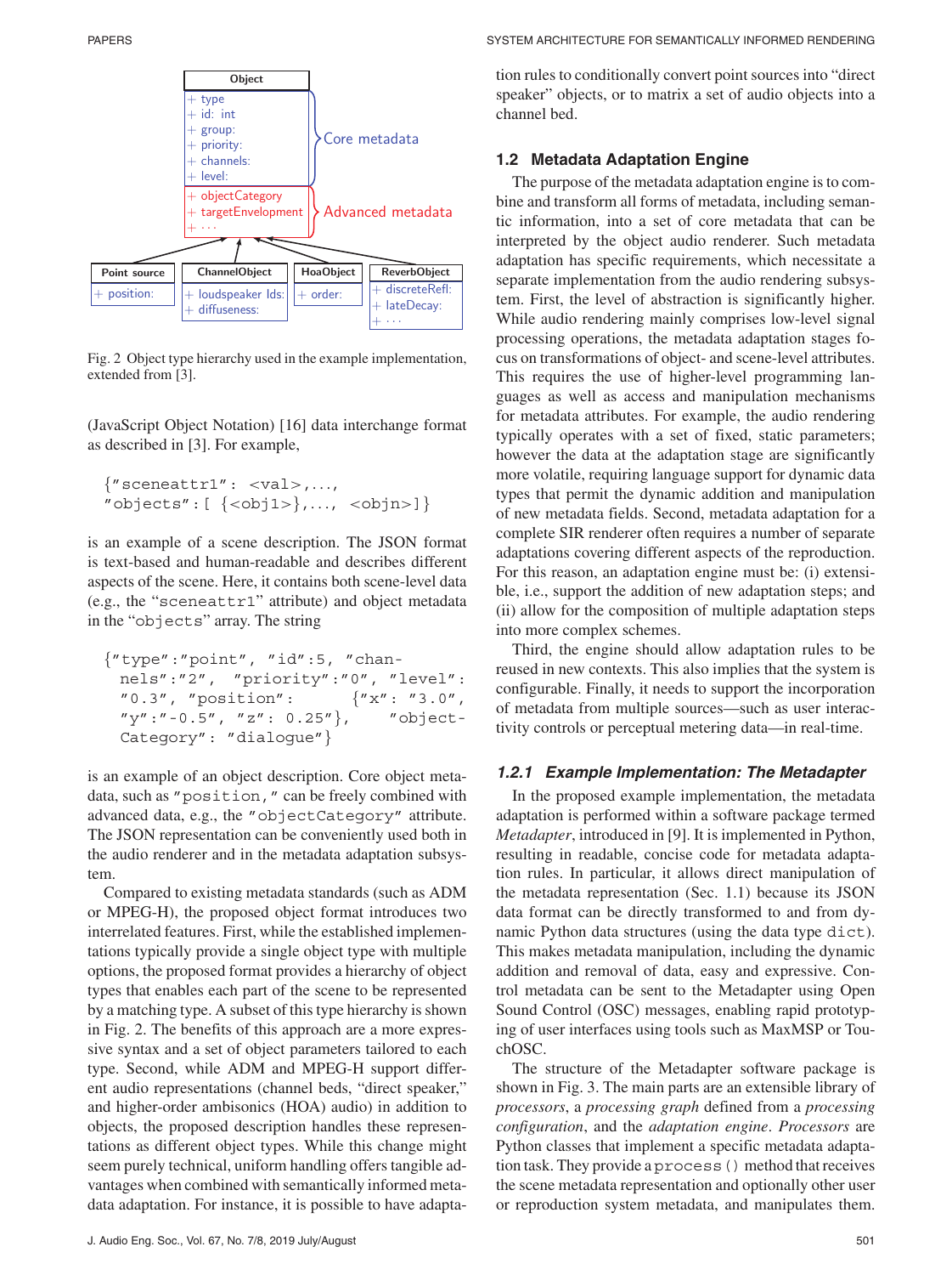Fig. 2 Object type hierarchy used in the example implementation, extended from [3].

(JavaScript Object Notation) [16] data interchange format as described in [3]. For example,

```
{"sceneattr1": <val>,...,
"objects":[ {<obj1>},..., <objn>]}
```

is an example of a scene description. The JSON format is text-based and human-readable and describes different aspects of the scene. Here, it contains both scene-level data (e.g., the "sceneattr1" attribute) and object metadata in the "objects" array. The string

```
{"type":"point", "id":5, "chan-
  nels":"2", "priority":"0", "level":
  "0.3", "position": {"x": "3.0",
  "y":"-0.5", "z": 0.25"}, "object-
  Category": "dialogue"}
```

is an example of an object description. Core object metadata, such as "position," can be freely combined with advanced data, e.g., the "objectCategory" attribute. The JSON representation can be conveniently used both in the audio renderer and in the metadata adaptation subsystem.

Compared to existing metadata standards (such as ADM or MPEG-H), the proposed object format introduces two interrelated features. First, while the established implementations typically provide a single object type with multiple options, the proposed format provides a hierarchy of object types that enables each part of the scene to be represented by a matching type. A subset of this type hierarchy is shown in Fig. 2. The benefits of this approach are a more expressive syntax and a set of object parameters tailored to each type. Second, while ADM and MPEG-H support different audio representations (channel beds, "direct speaker," and higher-order ambisonics (HOA) audio) in addition to objects, the proposed description handles these representations as different object types. While this change might seem purely technical, uniform handling offers tangible advantages when combined with semantically informed metadata adaptation. For instance, it is possible to have adaptation rules to conditionally convert point sources into "direct speaker" objects, or to matrix a set of audio objects into a channel bed.

## 1.2 Metadata Adaptation Engine

The purpose of the metadata adaptation engine is to combine and transform all forms of metadata, including semantic information, into a set of core metadata that can be interpreted by the object audio renderer. Such metadata adaptation has specific requirements, which necessitate a separate implementation from the audio rendering subsystem. First, the level of abstraction is significantly higher. While audio rendering mainly comprises low-level signal processing operations, the metadata adaptation stages focus on transformations of object- and scene-level attributes. This requires the use of higher-level programming languages as well as access and manipulation mechanisms for metadata attributes. For example, the audio rendering typically operates with a set of fixed, static parameters; however the data at the adaptation stage are significantly more volatile, requiring language support for dynamic data types that permit the dynamic addition and manipulation of new metadata fields. Second, metadata adaptation for a complete SIR renderer often requires a number of separate adaptations covering different aspects of the reproduction. For this reason, an adaptation engine must be: (i) extensible, i.e., support the addition of new adaptation steps; and (ii) allow for the composition of multiple adaptation steps into more complex schemes.

Third, the engine should allow adaptation rules to be reused in new contexts. This also implies that the system is configurable. Finally, it needs to support the incorporation of metadata from multiple sources—such as user interactivity controls or perceptual metering data—in real-time.

### *1.2.1 Example Implementation: The Metadapter*

In the proposed example implementation, the metadata adaptation is performed within a software package termed *Metadapter*, introduced in [9]. It is implemented in Python, resulting in readable, concise code for metadata adaptation rules. In particular, it allows direct manipulation of the metadata representation (Sec. 1.1) because its JSON data format can be directly transformed to and from dynamic Python data structures (using the data type dict). This makes metadata manipulation, including the dynamic addition and removal of data, easy and expressive. Control metadata can be sent to the Metadapter using Open Sound Control (OSC) messages, enabling rapid prototyping of user interfaces using tools such as MaxMSP or TouchOSC.

The structure of the Metadapter software package is shown in Fig. 3. The main parts are an extensible library of *processors*, a *processing graph* defined from a *processing configuration*, and the *adaptation engine*. *Processors* are Python classes that implement a specific metadata adaptation task. They provide a process() method that receives the scene metadata representation and optionally other user or reproduction system metadata, and manipulates them.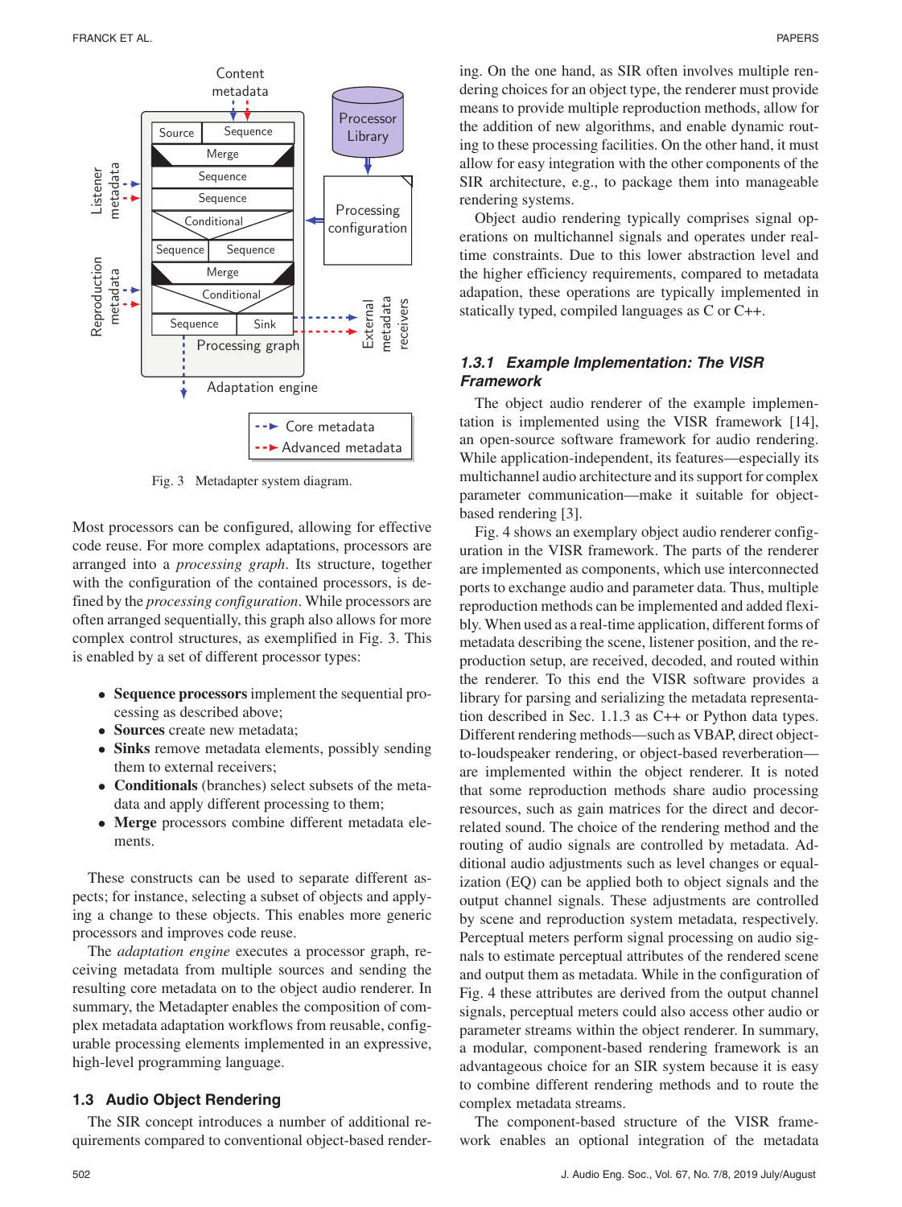Fig. 3 Metadapter system diagram.

Most processors can be configured, allowing for effective code reuse. For more complex adaptations, processors are arranged into a *processing graph*. Its structure, together with the configuration of the contained processors, is defined by the *processing configuration*. While processors are often arranged sequentially, this graph also allows for more complex control structures, as exemplified in Fig. 3. This is enabled by a set of different processor types:

- **Sequence processors** implement the sequential processing as described above;
- **Sources** create new metadata;
- **Sinks** remove metadata elements, possibly sending them to external receivers;
- **Conditionals** (branches) select subsets of the metadata and apply different processing to them;
- **Merge** processors combine different metadata elements.

These constructs can be used to separate different aspects; for instance, selecting a subset of objects and applying a change to these objects. This enables more generic processors and improves code reuse.

The *adaptation engine* executes a processor graph, receiving metadata from multiple sources and sending the resulting core metadata on to the object audio renderer. In summary, the Metadapter enables the composition of complex metadata adaptation workflows from reusable, configurable processing elements implemented in an expressive, high-level programming language.

## 1.3 Audio Object Rendering

The SIR concept introduces a number of additional requirements compared to conventional object-based rendering. On the one hand, as SIR often involves multiple rendering choices for an object type, the renderer must provide means to provide multiple reproduction methods, allow for the addition of new algorithms, and enable dynamic routing to these processing facilities. On the other hand, it must allow for easy integration with the other components of the SIR architecture, e.g., to package them into manageable rendering systems.

Object audio rendering typically comprises signal operations on multichannel signals and operates under real-time constraints. Due to this lower abstraction level and the higher efficiency requirements, compared to metadata adapation, these operations are typically implemented in statically typed, compiled languages as C or C++.

### 1.3.1 Example Implementation: The VISR Framework

The object audio renderer of the example implementation is implemented using the VISR framework [14], an open-source software framework for audio rendering. While application-independent, its features—especially its multichannel audio architecture and its support for complex parameter communication—make it suitable for object-based rendering [3].

Fig. 4 shows an exemplary object audio renderer configuration in the VISR framework. The parts of the renderer are implemented as components, which use interconnected ports to exchange audio and parameter data. Thus, multiple reproduction methods can be implemented and added flexibly. When used as a real-time application, different forms of metadata describing the scene, listener position, and the reproduction setup, are received, decoded, and routed within the renderer. To this end the VISR software provides a library for parsing and serializing the metadata representation described in Sec. 1.1.3 as C++ or Python data types. Different rendering methods—such as VBAP, direct object-to-loudspeaker rendering, or object-based reverberation—are implemented within the object renderer. It is noted that some reproduction methods share audio processing resources, such as gain matrices for the direct and decorrelated sound. The choice of the rendering method and the routing of audio signals are controlled by metadata. Additional audio adjustments such as level changes or equalization (EQ) can be applied both to object signals and the output channel signals. These adjustments are controlled by scene and reproduction system metadata, respectively. Perceptual meters perform signal processing on audio signals to estimate perceptual attributes of the rendered scene and output them as metadata. While in the configuration of Fig. 4 these attributes are derived from the output channel signals, perceptual meters could also access other audio or parameter streams within the object renderer. In summary, a modular, component-based rendering framework is an advantageous choice for an SIR system because it is easy to combine different rendering methods and to route the complex metadata streams.

The component-based structure of the VISR framework enables an optional integration of the metadata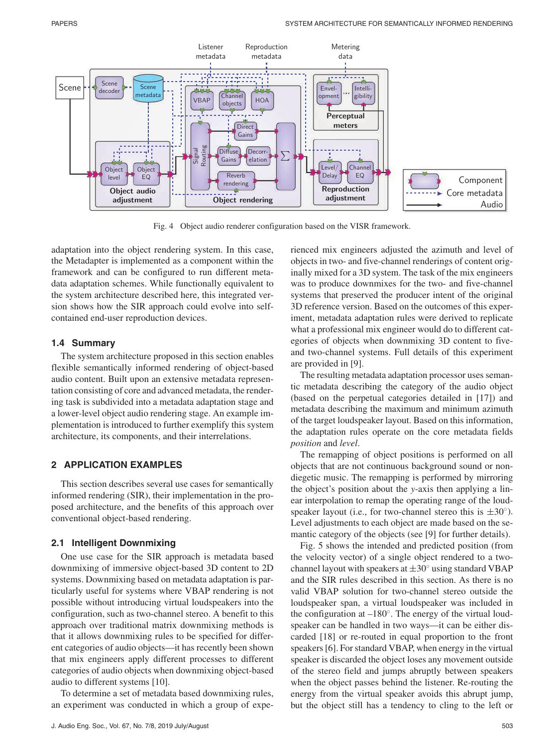Fig. 4 Object audio renderer configuration based on the VISR framework.

adaptation into the object rendering system. In this case, the Metadapter is implemented as a component within the framework and can be configured to run different metadata adaptation schemes. While functionally equivalent to the system architecture described here, this integrated version shows how the SIR approach could evolve into self-contained end-user reproduction devices.

### 1.4 Summary

The system architecture proposed in this section enables flexible semantically informed rendering of object-based audio content. Built upon an extensive metadata representation consisting of core and advanced metadata, the rendering task is subdivided into a metadata adaptation stage and a lower-level object audio rendering stage. An example implementation is introduced to further exemplify this system architecture, its components, and their interrelations.

## 2 APPLICATION EXAMPLES

This section describes several use cases for semantically informed rendering (SIR), their implementation in the proposed architecture, and the benefits of this approach over conventional object-based rendering.

### 2.1 Intelligent Downmixing

One use case for the SIR approach is metadata based downmixing of immersive object-based 3D content to 2D systems. Downmixing based on metadata adaptation is particularly useful for systems where VBAP rendering is not possible without introducing virtual loudspeakers into the configuration, such as two-channel stereo. A benefit to this approach over traditional matrix downmixing methods is that it allows downmixing rules to be specified for different categories of audio objects—it has recently been shown that mix engineers apply different processes to different categories of audio objects when downmixing object-based audio to different systems [10].

To determine a set of metadata based downmixing rules, an experiment was conducted in which a group of experienced mix engineers adjusted the azimuth and level of objects in two- and five-channel renderings of content originally mixed for a 3D system. The task of the mix engineers was to produce downmixes for the two- and five-channel systems that preserved the producer intent of the original 3D reference version. Based on the outcomes of this experiment, metadata adaptation rules were derived to replicate what a professional mix engineer would do to different categories of objects when downmixing 3D content to five- and two-channel systems. Full details of this experiment are provided in [9].

The resulting metadata adaptation processor uses semantic metadata describing the category of the audio object (based on the perpetual categories detailed in [17]) and metadata describing the maximum and minimum azimuth of the target loudspeaker layout. Based on this information, the adaptation rules operate on the core metadata fields *position* and *level*.

The remapping of object positions is performed on all objects that are not continuous background sound or non-diegetic music. The remapping is performed by mirroring the object's position about the $y$-axis then applying a linear interpolation to remap the operating range of the loudspeaker layout (i.e., for two-channel stereo this is $\pm 30^{\circ}$). Level adjustments to each object are made based on the semantic category of the objects (see [9] for further details).

Fig. 5 shows the intended and predicted position (from the velocity vector) of a single object rendered to a two-channel layout with speakers at $\pm 30^{\circ}$ using standard VBAP and the SIR rules described in this section. As there is no valid VBAP solution for two-channel stereo outside the loudspeaker span, a virtual loudspeaker was included in the configuration at $-180^{\circ}$. The energy of the virtual loudspeaker can be handled in two ways—it can be either discarded [18] or re-routed in equal proportion to the front speakers [6]. For standard VBAP, when energy in the virtual speaker is discarded the object loses any movement outside of the stereo field and jumps abruptly between speakers when the object passes behind the listener. Re-routing the energy from the virtual speaker avoids this abrupt jump, but the object still has a tendency to cling to the left or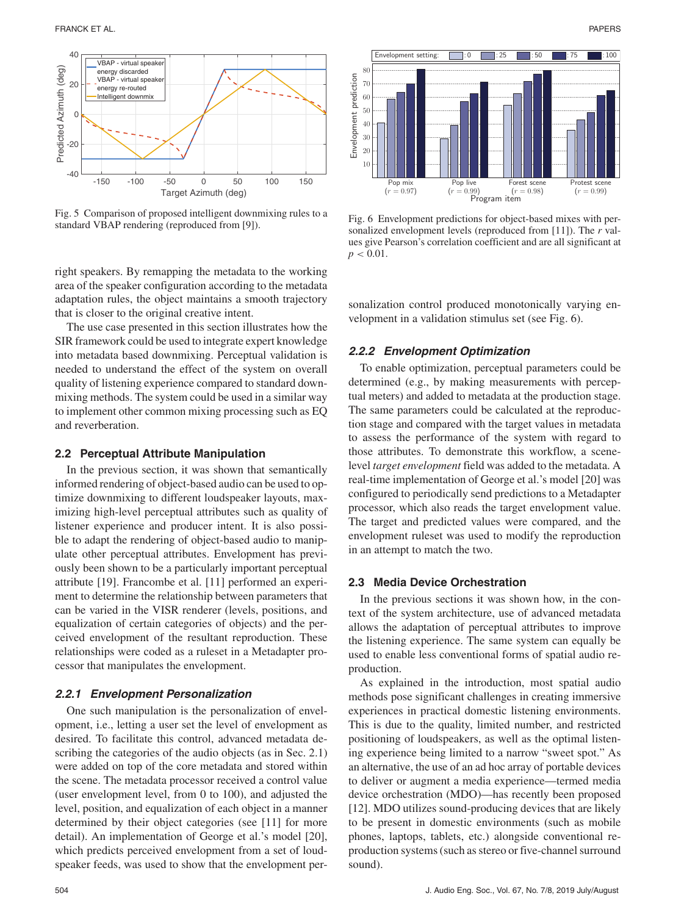Fig. 5 Comparison of proposed intelligent downmixing rules to a standard VBAP rendering (reproduced from [9]).

right speakers. By remapping the metadata to the working area of the speaker configuration according to the metadata adaptation rules, the object maintains a smooth trajectory that is closer to the original creative intent.

The use case presented in this section illustrates how the SIR framework could be used to integrate expert knowledge into metadata based downmixing. Perceptual validation is needed to understand the effect of the system on overall quality of listening experience compared to standard downmixing methods. The system could be used in a similar way to implement other common mixing processing such as EQ and reverberation.

### 2.2 Perceptual Attribute Manipulation

In the previous section, it was shown that semantically informed rendering of object-based audio can be used to optimize downmixing to different loudspeaker layouts, maximizing high-level perceptual attributes such as quality of listener experience and producer intent. It is also possible to adapt the rendering of object-based audio to manipulate other perceptual attributes. Envelopment has previously been shown to be a particularly important perceptual attribute [19]. Francombe et al. [11] performed an experiment to determine the relationship between parameters that can be varied in the VISR renderer (levels, positions, and equalization of certain categories of objects) and the perceived envelopment of the resultant reproduction. These relationships were coded as a ruleset in a Metadapter processor that manipulates the envelopment.

#### 2.2.1 Envelopment Personalization

One such manipulation is the personalization of envelopment, i.e., letting a user set the level of envelopment as desired. To facilitate this control, advanced metadata describing the categories of the audio objects (as in Sec. 2.1) were added on top of the core metadata and stored within the scene. The metadata processor received a control value (user envelopment level, from 0 to 100), and adjusted the level, position, and equalization of each object in a manner determined by their object categories (see [11] for more detail). An implementation of George et al.'s model [20], which predicts perceived envelopment from a set of loudspeaker feeds, was used to show that the envelopment personalization control produced monotonically varying envelopment in a validation stimulus set (see Fig. 6).

Fig. 6 Envelopment predictions for object-based mixes with personalized envelopment levels (reproduced from [11]). The $r$ values give Pearson's correlation coefficient and are all significant at $p < 0.01$.

#### 2.2.2 Envelopment Optimization

To enable optimization, perceptual parameters could be determined (e.g., by making measurements with perceptual meters) and added to metadata at the production stage. The same parameters could be calculated at the reproduction stage and compared with the target values in metadata to assess the performance of the system with regard to those attributes. To demonstrate this workflow, a scene-level *target envelopment* field was added to the metadata. A real-time implementation of George et al.'s model [20] was configured to periodically send predictions to a Metadapter processor, which also reads the target envelopment value. The target and predicted values were compared, and the envelopment ruleset was used to modify the reproduction in an attempt to match the two.

### 2.3 Media Device Orchestration

In the previous sections it was shown how, in the context of the system architecture, use of advanced metadata allows the adaptation of perceptual attributes to improve the listening experience. The same system can equally be used to enable less conventional forms of spatial audio reproduction.

As explained in the introduction, most spatial audio methods pose significant challenges in creating immersive experiences in practical domestic listening environments. This is due to the quality, limited number, and restricted positioning of loudspeakers, as well as the optimal listening experience being limited to a narrow "sweet spot." As an alternative, the use of an ad hoc array of portable devices to deliver or augment a media experience—termed media device orchestration (MDO)—has recently been proposed [12]. MDO utilizes sound-producing devices that are likely to be present in domestic environments (such as mobile phones, laptops, tablets, etc.) alongside conventional reproduction systems (such as stereo or five-channel surround sound).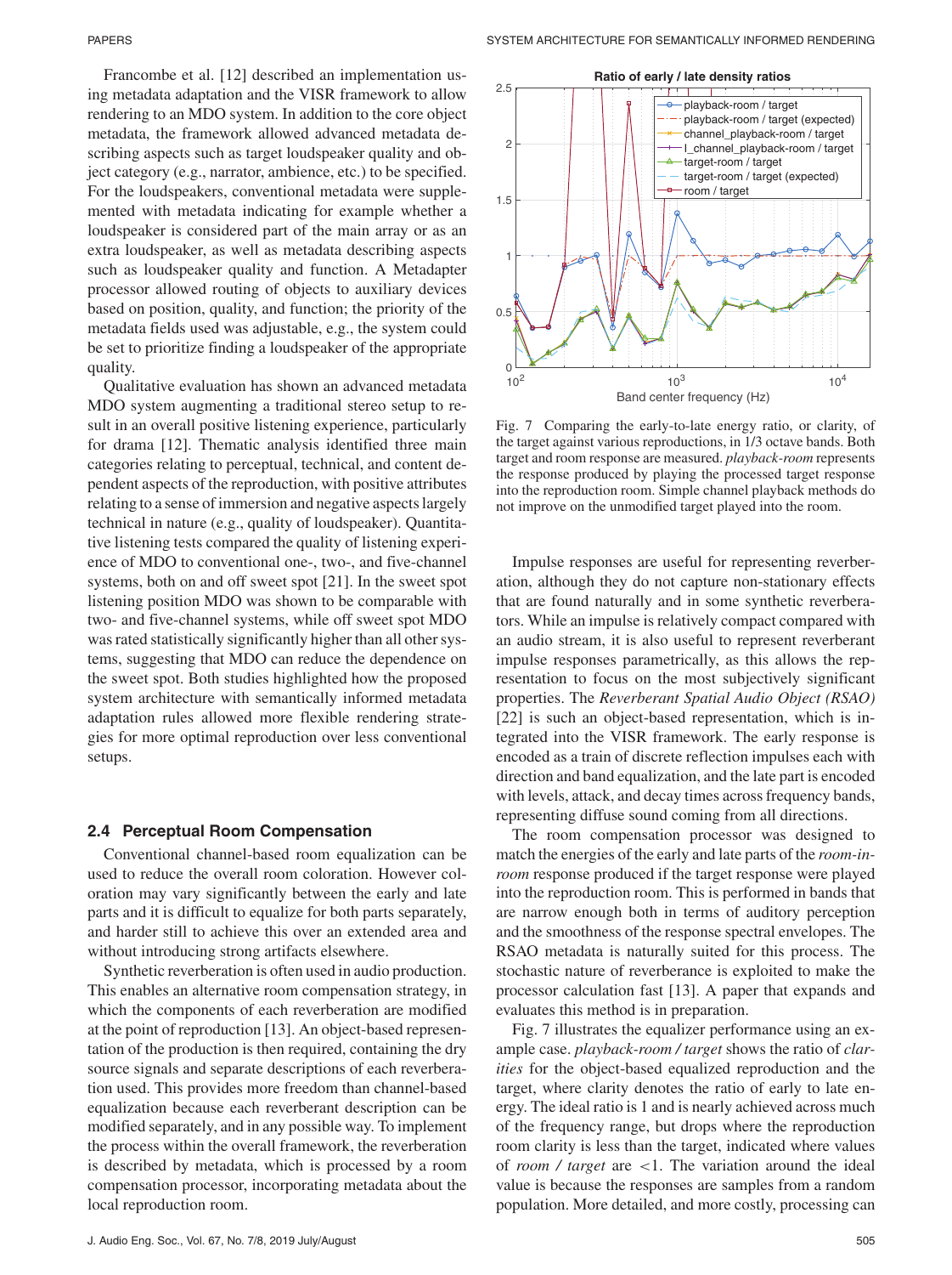Francombe et al. [12] described an implementation using metadata adaptation and the VISR framework to allow rendering to an MDO system. In addition to the core object metadata, the framework allowed advanced metadata describing aspects such as target loudspeaker quality and object category (e.g., narrator, ambience, etc.) to be specified. For the loudspeakers, conventional metadata were supplemented with metadata indicating for example whether a loudspeaker is considered part of the main array or as an extra loudspeaker, as well as metadata describing aspects such as loudspeaker quality and function. A Metadapter processor allowed routing of objects to auxiliary devices based on position, quality, and function; the priority of the metadata fields used was adjustable, e.g., the system could be set to prioritize finding a loudspeaker of the appropriate quality.

Qualitative evaluation has shown an advanced metadata MDO system augmenting a traditional stereo setup to result in an overall positive listening experience, particularly for drama [12]. Thematic analysis identified three main categories relating to perceptual, technical, and content dependent aspects of the reproduction, with positive attributes relating to a sense of immersion and negative aspects largely technical in nature (e.g., quality of loudspeaker). Quantitative listening tests compared the quality of listening experience of MDO to conventional one-, two-, and five-channel systems, both on and off sweet spot [21]. In the sweet spot listening position MDO was shown to be comparable with two- and five-channel systems, while off sweet spot MDO was rated statistically significantly higher than all other systems, suggesting that MDO can reduce the dependence on the sweet spot. Both studies highlighted how the proposed system architecture with semantically informed metadata adaptation rules allowed more flexible rendering strategies for more optimal reproduction over less conventional setups.

### 2.4 Perceptual Room Compensation

Conventional channel-based room equalization can be used to reduce the overall room coloration. However coloration may vary significantly between the early and late parts and it is difficult to equalize for both parts separately, and harder still to achieve this over an extended area and without introducing strong artifacts elsewhere.

Synthetic reverberation is often used in audio production. This enables an alternative room compensation strategy, in which the components of each reverberation are modified at the point of reproduction [13]. An object-based representation of the production is then required, containing the dry source signals and separate descriptions of each reverberation used. This provides more freedom than channel-based equalization because each reverberant description can be modified separately, and in any possible way. To implement the process within the overall framework, the reverberation is described by metadata, which is processed by a room compensation processor, incorporating metadata about the local reproduction room.

Ratio of early / late density ratios

playback-room / target
playback-room / target (expected)
channel_playback-room / target
I_channel_playback-room / target
target-room / target
target-room / target (expected)
room / target

2.5
2
1.5
1
0.5
0
$10^2$
$10^3$
$10^4$
Band center frequency (Hz)

Fig. 7 Comparing the early-to-late energy ratio, or clarity, of the target against various reproductions, in 1/3 octave bands. Both target and room response are measured. *playback-room* represents the response produced by playing the processed target response into the reproduction room. Simple channel playback methods do not improve on the unmodified target played into the room.

Impulse responses are useful for representing reverberation, although they do not capture non-stationary effects that are found naturally and in some synthetic reverberators. While an impulse is relatively compact compared with an audio stream, it is also useful to represent reverberant impulse responses parametrically, as this allows the representation to focus on the most subjectively significant properties. The *Reverberant Spatial Audio Object (RSAO)* [22] is such an object-based representation, which is integrated into the VISR framework. The early response is encoded as a train of discrete reflection impulses each with direction and band equalization, and the late part is encoded with levels, attack, and decay times across frequency bands, representing diffuse sound coming from all directions.

The room compensation processor was designed to match the energies of the early and late parts of the *room-in-room* response produced if the target response were played into the reproduction room. This is performed in bands that are narrow enough both in terms of auditory perception and the smoothness of the response spectral envelopes. The RSAO metadata is naturally suited for this process. The stochastic nature of reverberance is exploited to make the processor calculation fast [13]. A paper that expands and evaluates this method is in preparation.

Fig. 7 illustrates the equalizer performance using an example case. *playback-room / target* shows the ratio of *clarities* for the object-based equalized reproduction and the target, where clarity denotes the ratio of early to late energy. The ideal ratio is 1 and is nearly achieved across much of the frequency range, but drops where the reproduction room clarity is less than the target, indicated where values of *room / target* are $<1$. The variation around the ideal value is because the responses are samples from a random population. More detailed, and more costly, processing can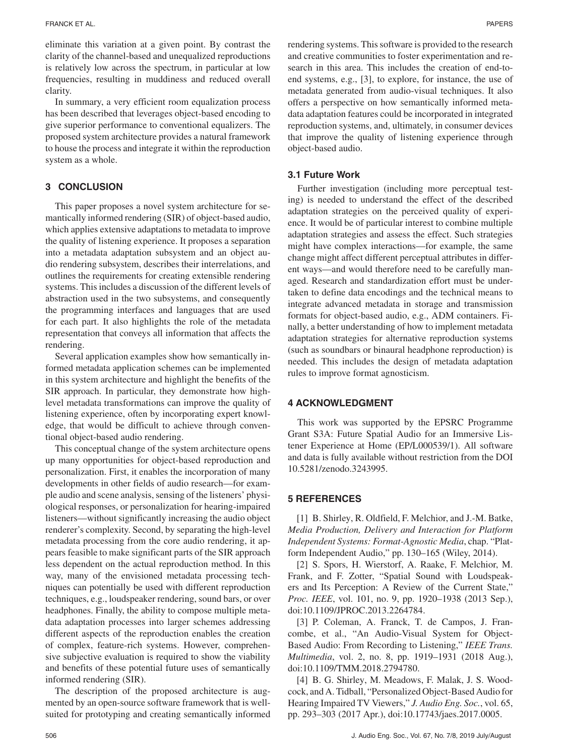eliminate this variation at a given point. By contrast the clarity of the channel-based and unequalized reproductions is relatively low across the spectrum, in particular at low frequencies, resulting in muddiness and reduced overall clarity.

In summary, a very efficient room equalization process has been described that leverages object-based encoding to give superior performance to conventional equalizers. The proposed system architecture provides a natural framework to house the process and integrate it within the reproduction system as a whole.

## 3 CONCLUSION

This paper proposes a novel system architecture for semantically informed rendering (SIR) of object-based audio, which applies extensive adaptations to metadata to improve the quality of listening experience. It proposes a separation into a metadata adaptation subsystem and an object audio rendering subsystem, describes their interrelations, and outlines the requirements for creating extensible rendering systems. This includes a discussion of the different levels of abstraction used in the two subsystems, and consequently the programming interfaces and languages that are used for each part. It also highlights the role of the metadata representation that conveys all information that affects the rendering.

Several application examples show how semantically informed metadata application schemes can be implemented in this system architecture and highlight the benefits of the SIR approach. In particular, they demonstrate how high-level metadata transformations can improve the quality of listening experience, often by incorporating expert knowledge, that would be difficult to achieve through conventional object-based audio rendering.

This conceptual change of the system architecture opens up many opportunities for object-based reproduction and personalization. First, it enables the incorporation of many developments in other fields of audio research—for example audio and scene analysis, sensing of the listeners' physiological responses, or personalization for hearing-impaired listeners—without significantly increasing the audio object renderer's complexity. Second, by separating the high-level metadata processing from the core audio rendering, it appears feasible to make significant parts of the SIR approach less dependent on the actual reproduction method. In this way, many of the envisioned metadata processing techniques can potentially be used with different reproduction techniques, e.g., loudspeaker rendering, sound bars, or over headphones. Finally, the ability to compose multiple metadata adaptation processes into larger schemes addressing different aspects of the reproduction enables the creation of complex, feature-rich systems. However, comprehensive subjective evaluation is required to show the viability and benefits of these potential future uses of semantically informed rendering (SIR).

The description of the proposed architecture is augmented by an open-source software framework that is well-suited for prototyping and creating semantically informed rendering systems. This software is provided to the research and creative communities to foster experimentation and research in this area. This includes the creation of end-to-end systems, e.g., [3], to explore, for instance, the use of metadata generated from audio-visual techniques. It also offers a perspective on how semantically informed metadata adaptation features could be incorporated in integrated reproduction systems, and, ultimately, in consumer devices that improve the quality of listening experience through object-based audio.

### 3.1 Future Work

Further investigation (including more perceptual testing) is needed to understand the effect of the described adaptation strategies on the perceived quality of experience. It would be of particular interest to combine multiple adaptation strategies and assess the effect. Such strategies might have complex interactions—for example, the same change might affect different perceptual attributes in different ways—and would therefore need to be carefully managed. Research and standardization effort must be undertaken to define data encodings and the technical means to integrate advanced metadata in storage and transmission formats for object-based audio, e.g., ADM containers. Finally, a better understanding of how to implement metadata adaptation strategies for alternative reproduction systems (such as soundbars or binaural headphone reproduction) is needed. This includes the design of metadata adaptation rules to improve format agnosticism.

## 4 ACKNOWLEDGMENT

This work was supported by the EPSRC Programme Grant S3A: Future Spatial Audio for an Immersive Listener Experience at Home (EP/L000539/1). All software and data is fully available without restriction from the DOI 10.5281/zenodo.3243995.

## 5 REFERENCES

[1] B. Shirley, R. Oldfield, F. Melchior, and J.-M. Batke, *Media Production, Delivery and Interaction for Platform Independent Systems: Format-Agnostic Media*, chap. "Platform Independent Audio," pp. 130–165 (Wiley, 2014).

[2] S. Spors, H. Wierstorf, A. Raake, F. Melchior, M. Frank, and F. Zotter, "Spatial Sound with Loudspeakers and Its Perception: A Review of the Current State," *Proc. IEEE*, vol. 101, no. 9, pp. 1920–1938 (2013 Sep.), doi:10.1109/JPROC.2013.2264784.

[3] P. Coleman, A. Franck, T. de Campos, J. Francombe, et al., "An Audio-Visual System for Object-Based Audio: From Recording to Listening," *IEEE Trans. Multimedia*, vol. 2, no. 8, pp. 1919–1931 (2018 Aug.), doi:10.1109/TMM.2018.2794780.

[4] B. G. Shirley, M. Meadows, F. Malak, J. S. Woodcock, and A. Tidball, "Personalized Object-Based Audio for Hearing Impaired TV Viewers," *J. Audio Eng. Soc.*, vol. 65, pp. 293–303 (2017 Apr.), doi:10.17743/jaes.2017.0005.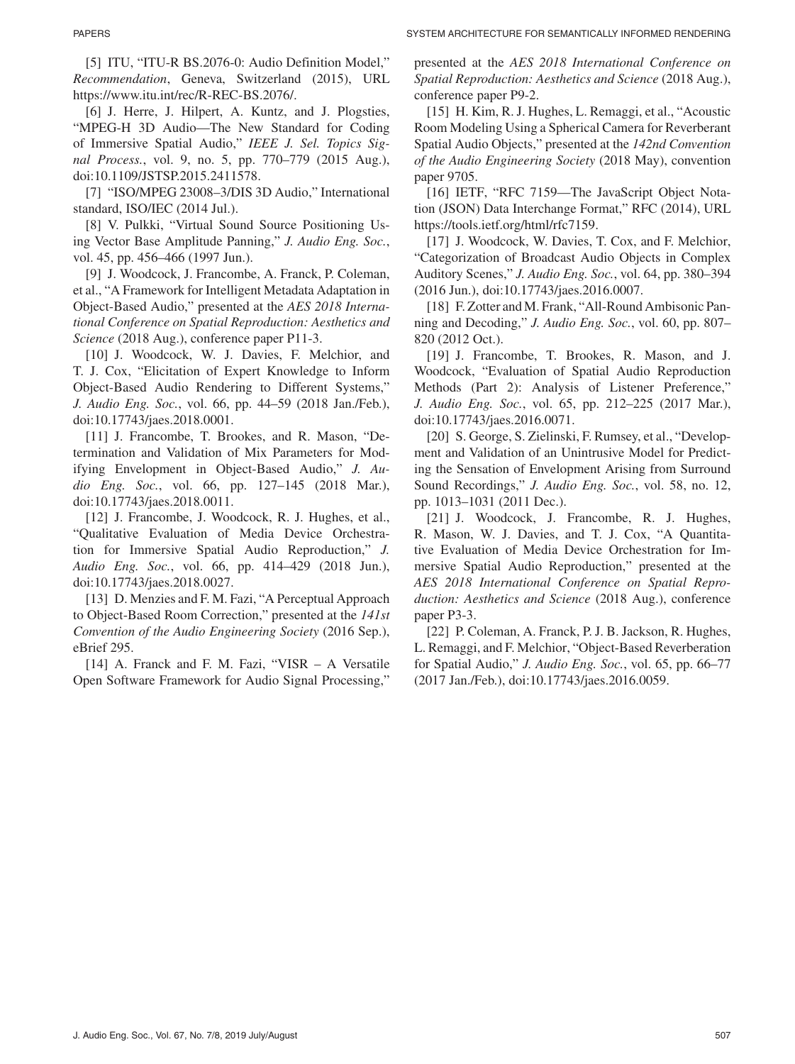[5] ITU, "ITU-R BS.2076-0: Audio Definition Model," *Recommendation*, Geneva, Switzerland (2015), URL https://www.itu.int/rec/R-REC-BS.2076/.

[6] J. Herre, J. Hilpert, A. Kuntz, and J. Plogsties, "MPEG-H 3D Audio—The New Standard for Coding of Immersive Spatial Audio," *IEEE J. Sel. Topics Signal Process.*, vol. 9, no. 5, pp. 770–779 (2015 Aug.), doi:10.1109/JSTSP.2015.2411578.

[7] "ISO/MPEG 23008–3/DIS 3D Audio," International standard, ISO/IEC (2014 Jul.).

[8] V. Pulkki, "Virtual Sound Source Positioning Using Vector Base Amplitude Panning," *J. Audio Eng. Soc.*, vol. 45, pp. 456–466 (1997 Jun.).

[9] J. Woodcock, J. Francombe, A. Franck, P. Coleman, et al., "A Framework for Intelligent Metadata Adaptation in Object-Based Audio," presented at the *AES 2018 International Conference on Spatial Reproduction: Aesthetics and Science* (2018 Aug.), conference paper P11-3.

[10] J. Woodcock, W. J. Davies, F. Melchior, and T. J. Cox, "Elicitation of Expert Knowledge to Inform Object-Based Audio Rendering to Different Systems," *J. Audio Eng. Soc.*, vol. 66, pp. 44–59 (2018 Jan./Feb.), doi:10.17743/jaes.2018.0001.

[11] J. Francombe, T. Brookes, and R. Mason, "Determination and Validation of Mix Parameters for Modifying Envelopment in Object-Based Audio," *J. Audio Eng. Soc.*, vol. 66, pp. 127–145 (2018 Mar.), doi:10.17743/jaes.2018.0011.

[12] J. Francombe, J. Woodcock, R. J. Hughes, et al., "Qualitative Evaluation of Media Device Orchestration for Immersive Spatial Audio Reproduction," *J. Audio Eng. Soc.*, vol. 66, pp. 414–429 (2018 Jun.), doi:10.17743/jaes.2018.0027.

[13] D. Menzies and F. M. Fazi, "A Perceptual Approach to Object-Based Room Correction," presented at the *141st Convention of the Audio Engineering Society* (2016 Sep.), eBrief 295.

[14] A. Franck and F. M. Fazi, "VISR – A Versatile Open Software Framework for Audio Signal Processing," presented at the *AES 2018 International Conference on Spatial Reproduction: Aesthetics and Science* (2018 Aug.), conference paper P9-2.

[15] H. Kim, R. J. Hughes, L. Remaggi, et al., "Acoustic Room Modeling Using a Spherical Camera for Reverberant Spatial Audio Objects," presented at the *142nd Convention of the Audio Engineering Society* (2018 May), convention paper 9705.

[16] IETF, "RFC 7159—The JavaScript Object Notation (JSON) Data Interchange Format," RFC (2014), URL https://tools.ietf.org/html/rfc7159.

[17] J. Woodcock, W. Davies, T. Cox, and F. Melchior, "Categorization of Broadcast Audio Objects in Complex Auditory Scenes," *J. Audio Eng. Soc.*, vol. 64, pp. 380–394 (2016 Jun.), doi:10.17743/jaes.2016.0007.

[18] F. Zotter and M. Frank, "All-Round Ambisonic Panning and Decoding," *J. Audio Eng. Soc.*, vol. 60, pp. 807–820 (2012 Oct.).

[19] J. Francombe, T. Brookes, R. Mason, and J. Woodcock, "Evaluation of Spatial Audio Reproduction Methods (Part 2): Analysis of Listener Preference," *J. Audio Eng. Soc.*, vol. 65, pp. 212–225 (2017 Mar.), doi:10.17743/jaes.2016.0071.

[20] S. George, S. Zielinski, F. Rumsey, et al., "Development and Validation of an Unintrusive Model for Predicting the Sensation of Envelopment Arising from Surround Sound Recordings," *J. Audio Eng. Soc.*, vol. 58, no. 12, pp. 1013–1031 (2011 Dec.).

[21] J. Woodcock, J. Francombe, R. J. Hughes, R. Mason, W. J. Davies, and T. J. Cox, "A Quantitative Evaluation of Media Device Orchestration for Immersive Spatial Audio Reproduction," presented at the *AES 2018 International Conference on Spatial Reproduction: Aesthetics and Science* (2018 Aug.), conference paper P3-3.

[22] P. Coleman, A. Franck, P. J. B. Jackson, R. Hughes, L. Remaggi, and F. Melchior, "Object-Based Reverberation for Spatial Audio," *J. Audio Eng. Soc.*, vol. 65, pp. 66–77 (2017 Jan./Feb.), doi:10.17743/jaes.2016.0059.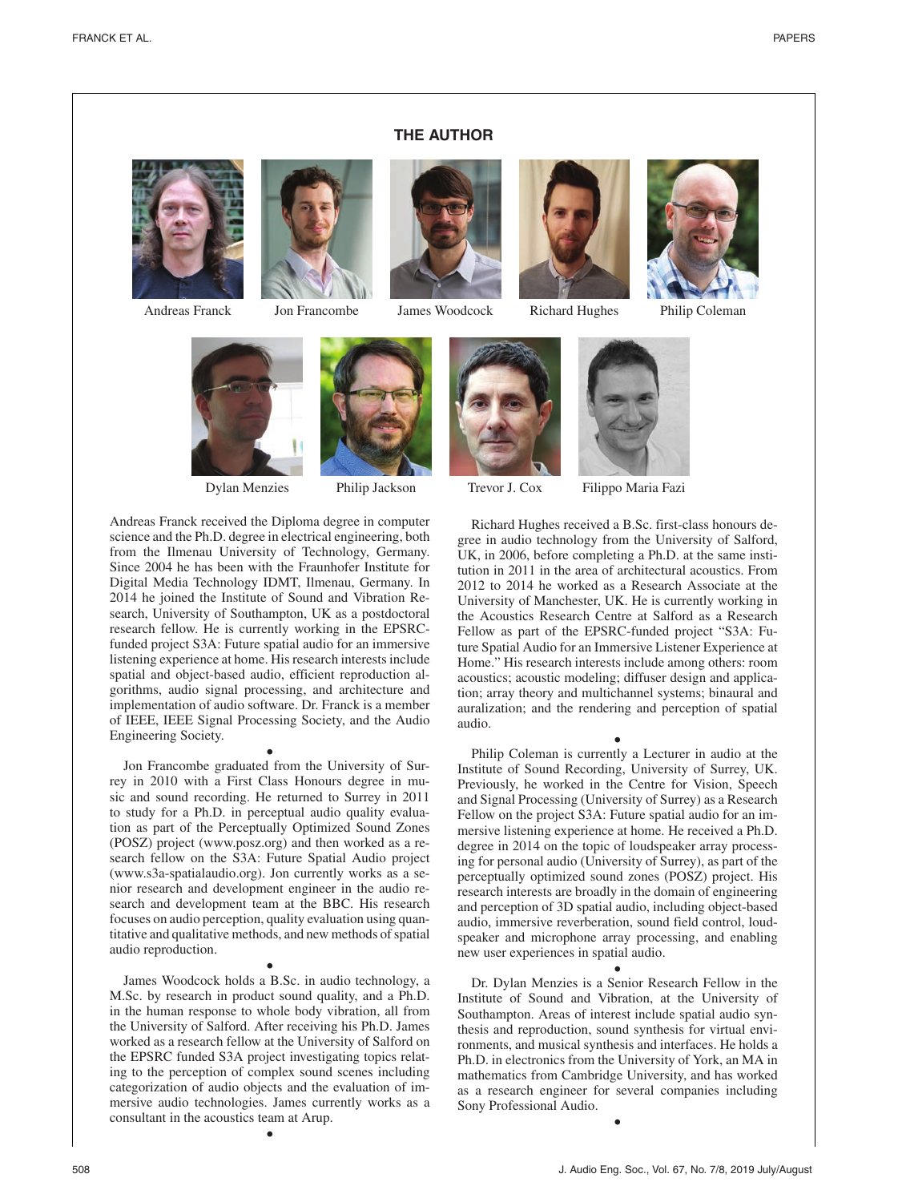## THE AUTHOR

Andreas Franck   Jon Francombe   James Woodcock   Richard Hughes   Philip Coleman

Dylan Menzies   Philip Jackson   Trevor J. Cox   Filippo Maria Fazi

Andreas Franck received the Diploma degree in computer science and the Ph.D. degree in electrical engineering, both from the Ilmenau University of Technology, Germany. Since 2004 he has been with the Fraunhofer Institute for Digital Media Technology IDMT, Ilmenau, Germany. In 2014 he joined the Institute of Sound and Vibration Research, University of Southampton, UK as a postdoctoral research fellow. He is currently working in the EPSRC-funded project S3A: Future spatial audio for an immersive listening experience at home. His research interests include spatial and object-based audio, efficient reproduction algorithms, audio signal processing, and architecture and implementation of audio software. Dr. Franck is a member of IEEE, IEEE Signal Processing Society, and the Audio Engineering Society.

•

Jon Francombe graduated from the University of Surrey in 2010 with a First Class Honours degree in music and sound recording. He returned to Surrey in 2011 to study for a Ph.D. in perceptual audio quality evaluation as part of the Perceptually Optimized Sound Zones (POSZ) project (www.posz.org) and then worked as a research fellow on the S3A: Future Spatial Audio project (www.s3a-spatialaudio.org). Jon currently works as a senior research and development engineer in the audio research and development team at the BBC. His research focuses on audio perception, quality evaluation using quantitative and qualitative methods, and new methods of spatial audio reproduction.

•

James Woodcock holds a B.Sc. in audio technology, a M.Sc. by research in product sound quality, and a Ph.D. in the human response to whole body vibration, all from the University of Salford. After receiving his Ph.D. James worked as a research fellow at the University of Salford on the EPSRC funded S3A project investigating topics relating to the perception of complex sound scenes including categorization of audio objects and the evaluation of immersive audio technologies. James currently works as a consultant in the acoustics team at Arup.

•

Richard Hughes received a B.Sc. first-class honours degree in audio technology from the University of Salford, UK, in 2006, before completing a Ph.D. at the same institution in 2011 in the area of architectural acoustics. From 2012 to 2014 he worked as a Research Associate at the University of Manchester, UK. He is currently working in the Acoustics Research Centre at Salford as a Research Fellow as part of the EPSRC-funded project "S3A: Future Spatial Audio for an Immersive Listener Experience at Home." His research interests include among others: room acoustics; acoustic modeling; diffuser design and application; array theory and multichannel systems; binaural and auralization; and the rendering and perception of spatial audio.

•

Philip Coleman is currently a Lecturer in audio at the Institute of Sound Recording, University of Surrey, UK. Previously, he worked in the Centre for Vision, Speech and Signal Processing (University of Surrey) as a Research Fellow on the project S3A: Future spatial audio for an immersive listening experience at home. He received a Ph.D. degree in 2014 on the topic of loudspeaker array processing for personal audio (University of Surrey), as part of the perceptually optimized sound zones (POSZ) project. His research interests are broadly in the domain of engineering and perception of 3D spatial audio, including object-based audio, immersive reverberation, sound field control, loudspeaker and microphone array processing, and enabling new user experiences in spatial audio.

•

Dr. Dylan Menzies is a Senior Research Fellow in the Institute of Sound and Vibration, at the University of Southampton. Areas of interest include spatial audio synthesis and reproduction, sound synthesis for virtual environments, and musical synthesis and interfaces. He holds a Ph.D. in electronics from the University of York, an MA in mathematics from Cambridge University, and has worked as a research engineer for several companies including Sony Professional Audio.

•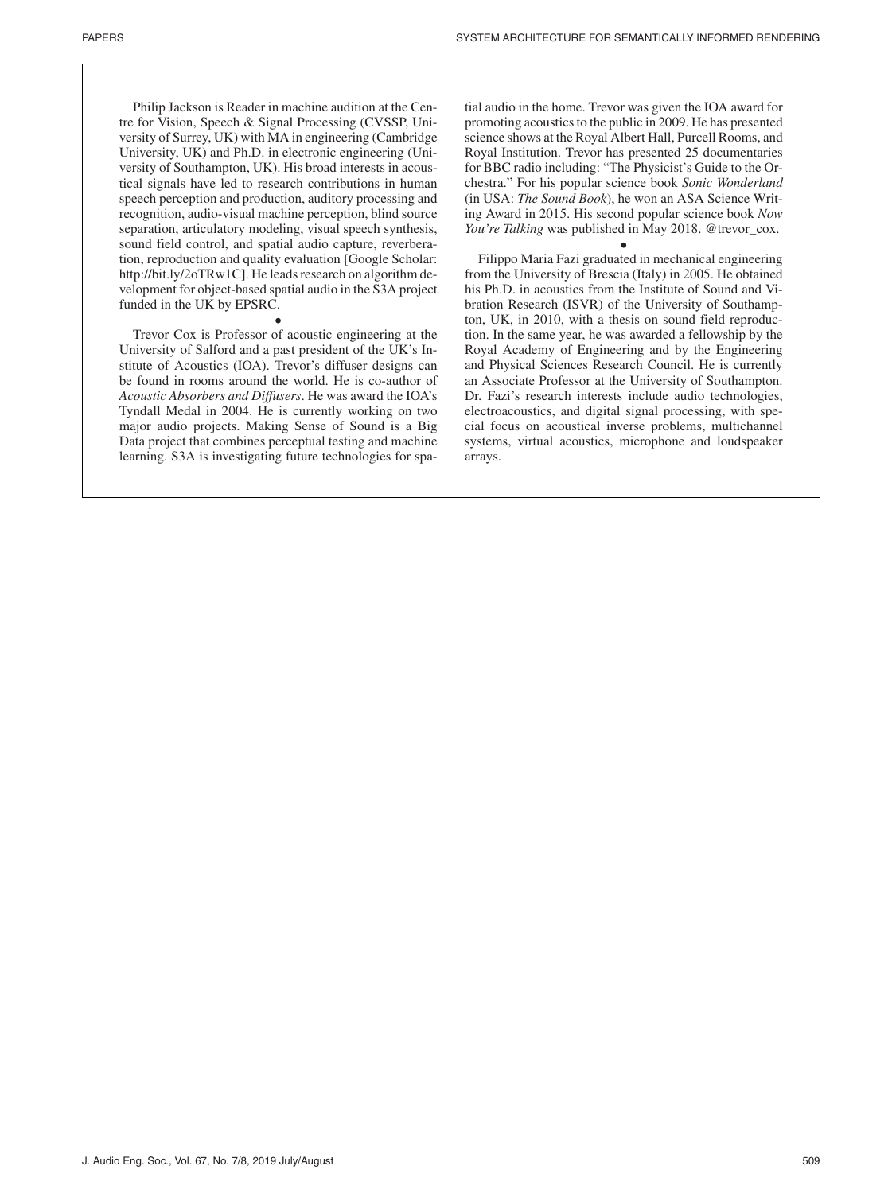Philip Jackson is Reader in machine audition at the Centre for Vision, Speech & Signal Processing (CVSSP, University of Surrey, UK) with MA in engineering (Cambridge University, UK) and Ph.D. in electronic engineering (University of Southampton, UK). His broad interests in acoustical signals have led to research contributions in human speech perception and production, auditory processing and recognition, audio-visual machine perception, blind source separation, articulatory modeling, visual speech synthesis, sound field control, and spatial audio capture, reverberation, reproduction and quality evaluation [Google Scholar: http://bit.ly/2oTRw1C]. He leads research on algorithm development for object-based spatial audio in the S3A project funded in the UK by EPSRC.

•

Trevor Cox is Professor of acoustic engineering at the University of Salford and a past president of the UK's Institute of Acoustics (IOA). Trevor's diffuser designs can be found in rooms around the world. He is co-author of *Acoustic Absorbers and Diffusers*. He was award the IOA's Tyndall Medal in 2004. He is currently working on two major audio projects. Making Sense of Sound is a Big Data project that combines perceptual testing and machine learning. S3A is investigating future technologies for spatial audio in the home. Trevor was given the IOA award for promoting acoustics to the public in 2009. He has presented science shows at the Royal Albert Hall, Purcell Rooms, and Royal Institution. Trevor has presented 25 documentaries for BBC radio including: "The Physicist's Guide to the Orchestra." For his popular science book *Sonic Wonderland* (in USA: *The Sound Book*), he won an ASA Science Writing Award in 2015. His second popular science book *Now You're Talking* was published in May 2018. @trevor_cox.

•

Filippo Maria Fazi graduated in mechanical engineering from the University of Brescia (Italy) in 2005. He obtained his Ph.D. in acoustics from the Institute of Sound and Vibration Research (ISVR) of the University of Southampton, UK, in 2010, with a thesis on sound field reproduction. In the same year, he was awarded a fellowship by the Royal Academy of Engineering and by the Engineering and Physical Sciences Research Council. He is currently an Associate Professor at the University of Southampton. Dr. Fazi's research interests include audio technologies, electroacoustics, and digital signal processing, with special focus on acoustical inverse problems, multichannel systems, virtual acoustics, microphone and loudspeaker arrays.